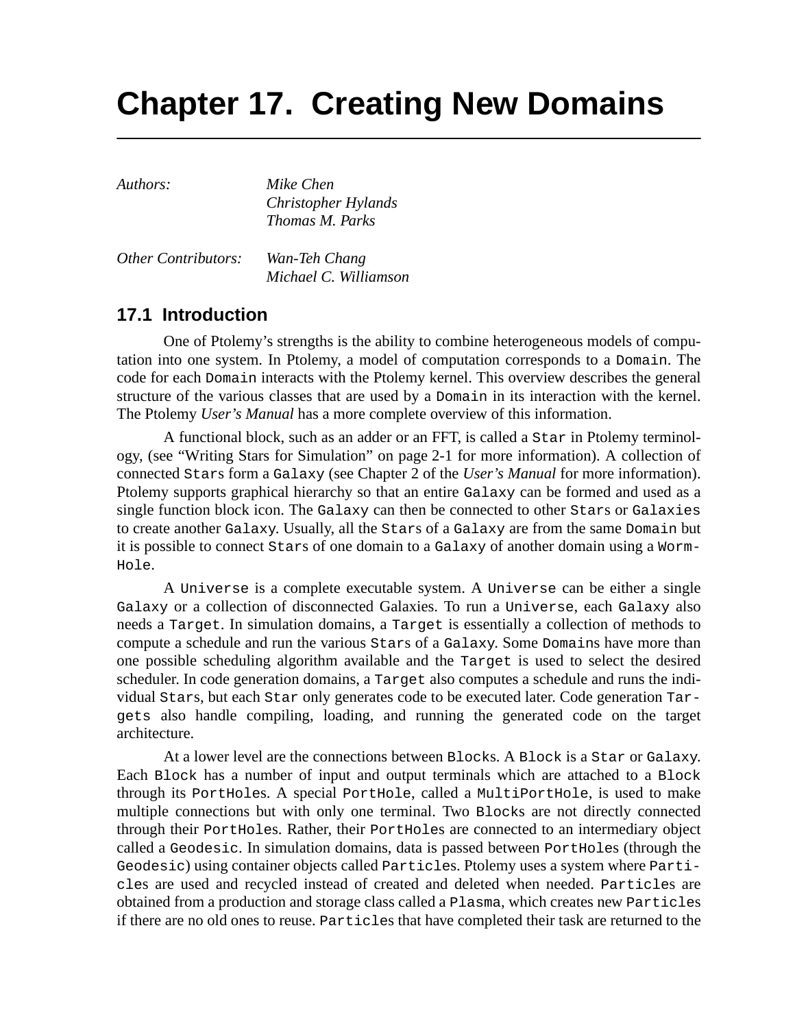# Chapter 17. Creating New Domains

| | |
|---|---|
| *Authors:* | *Mike Chen* |
| | *Christopher Hylands* |
| | *Thomas M. Parks* |
| *Other Contributors:* | *Wan-Teh Chang* |
| | *Michael C. Williamson* |

## 17.1 Introduction

One of Ptolemy's strengths is the ability to combine heterogeneous models of computation into one system. In Ptolemy, a model of computation corresponds to a `Domain`. The code for each `Domain` interacts with the Ptolemy kernel. This overview describes the general structure of the various classes that are used by a `Domain` in its interaction with the kernel. The Ptolemy *User's Manual* has a more complete overview of this information.

A functional block, such as an adder or an FFT, is called a `Star` in Ptolemy terminology, (see "Writing Stars for Simulation" on page 2-1 for more information). A collection of connected `Stars` form a `Galaxy` (see Chapter 2 of the *User's Manual* for more information). Ptolemy supports graphical hierarchy so that an entire `Galaxy` can be formed and used as a single function block icon. The `Galaxy` can then be connected to other `Stars` or `Galaxies` to create another `Galaxy`. Usually, all the `Stars` of a `Galaxy` are from the same `Domain` but it is possible to connect `Stars` of one domain to a `Galaxy` of another domain using a `WormHole`.

A `Universe` is a complete executable system. A `Universe` can be either a single `Galaxy` or a collection of disconnected Galaxies. To run a `Universe`, each `Galaxy` also needs a `Target`. In simulation domains, a `Target` is essentially a collection of methods to compute a schedule and run the various `Stars` of a `Galaxy`. Some `Domains` have more than one possible scheduling algorithm available and the `Target` is used to select the desired scheduler. In code generation domains, a `Target` also computes a schedule and runs the individual `Stars`, but each `Star` only generates code to be executed later. Code generation `Targets` also handle compiling, loading, and running the generated code on the target architecture.

At a lower level are the connections between `Blocks`. A `Block` is a `Star` or `Galaxy`. Each `Block` has a number of input and output terminals which are attached to a `Block` through its `PortHoles`. A special `PortHole`, called a `MultiPortHole`, is used to make multiple connections but with only one terminal. Two `Blocks` are not directly connected through their `PortHoles`. Rather, their `PortHoles` are connected to an intermediary object called a `Geodesic`. In simulation domains, data is passed between `PortHoles` (through the `Geodesic`) using container objects called `Particles`. Ptolemy uses a system where `Particles` are used and recycled instead of created and deleted when needed. `Particles` are obtained from a production and storage class called a `Plasma`, which creates new `Particles` if there are no old ones to reuse. `Particles` that have completed their task are returned to the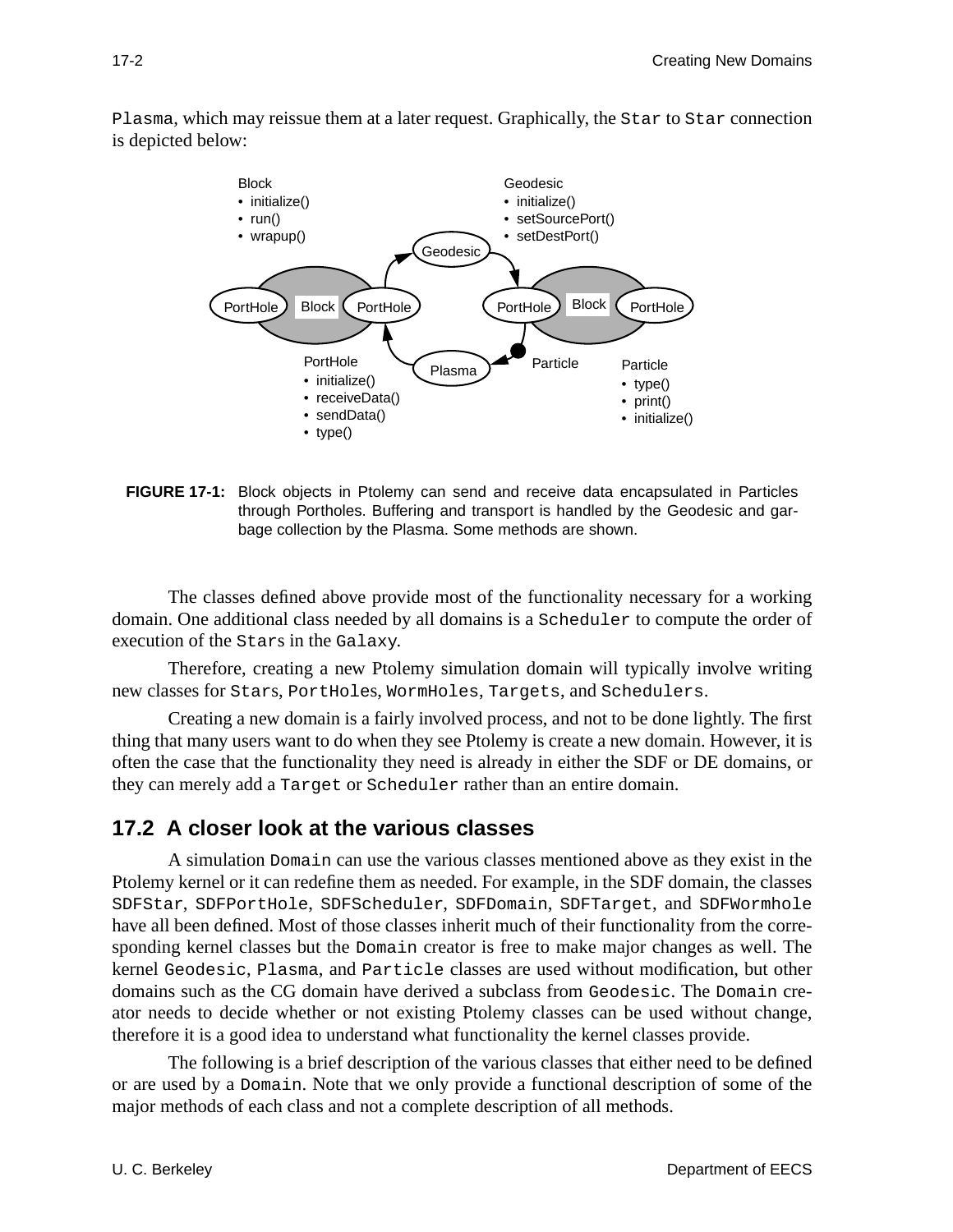Plasma, which may reissue them at a later request. Graphically, the Star to Star connection is depicted below:

FIGURE 17-1: Block objects in Ptolemy can send and receive data encapsulated in Particles through Portholes. Buffering and transport is handled by the Geodesic and garbage collection by the Plasma. Some methods are shown.

The classes defined above provide most of the functionality necessary for a working domain. One additional class needed by all domains is a Scheduler to compute the order of execution of the Stars in the Galaxy.

Therefore, creating a new Ptolemy simulation domain will typically involve writing new classes for Stars, PortHoles, WormHoles, Targets, and Schedulers.

Creating a new domain is a fairly involved process, and not to be done lightly. The first thing that many users want to do when they see Ptolemy is create a new domain. However, it is often the case that the functionality they need is already in either the SDF or DE domains, or they can merely add a Target or Scheduler rather than an entire domain.

## 17.2 A closer look at the various classes

A simulation Domain can use the various classes mentioned above as they exist in the Ptolemy kernel or it can redefine them as needed. For example, in the SDF domain, the classes SDFStar, SDFPortHole, SDFScheduler, SDFDomain, SDFTarget, and SDFWormhole have all been defined. Most of those classes inherit much of their functionality from the corresponding kernel classes but the Domain creator is free to make major changes as well. The kernel Geodesic, Plasma, and Particle classes are used without modification, but other domains such as the CG domain have derived a subclass from Geodesic. The Domain creator needs to decide whether or not existing Ptolemy classes can be used without change, therefore it is a good idea to understand what functionality the kernel classes provide.

The following is a brief description of the various classes that either need to be defined or are used by a Domain. Note that we only provide a functional description of some of the major methods of each class and not a complete description of all methods.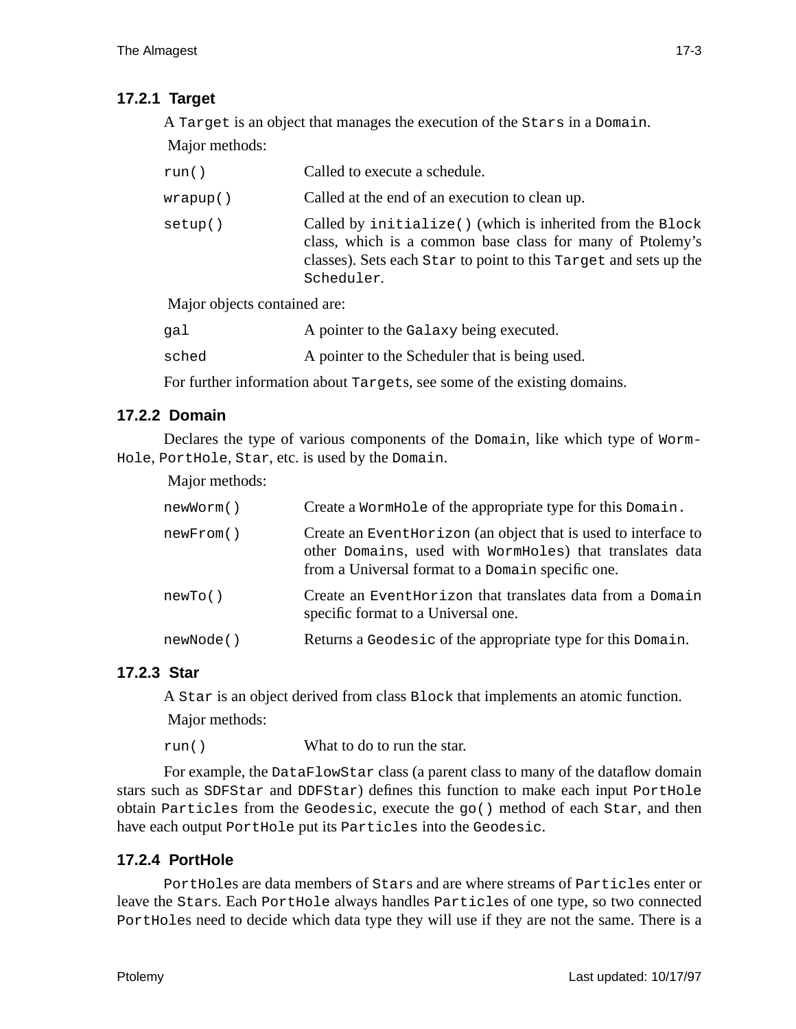### 17.2.1 Target

A `Target` is an object that manages the execution of the `Stars` in a `Domain`.

Major methods:

| | |
|---|---|
| `run()` | Called to execute a schedule. |
| `wrapup()` | Called at the end of an execution to clean up. |
| `setup()` | Called by `initialize()` (which is inherited from the `Block` class, which is a common base class for many of Ptolemy's classes). Sets each `Star` to point to this `Target` and sets up the `Scheduler`. |

Major objects contained are:

| | |
|---|---|
| `gal` | A pointer to the `Galaxy` being executed. |
| `sched` | A pointer to the Scheduler that is being used. |

For further information about `Target`s, see some of the existing domains.

### 17.2.2 Domain

Declares the type of various components of the `Domain`, like which type of `WormHole`, `PortHole`, `Star`, etc. is used by the `Domain`.

Major methods:

| | |
|---|---|
| `newWorm()` | Create a `WormHole` of the appropriate type for this `Domain.` |
| `newFrom()` | Create an `EventHorizon` (an object that is used to interface to other `Domains`, used with `WormHoles`) that translates data from a Universal format to a `Domain` specific one. |
| `newTo()` | Create an `EventHorizon` that translates data from a `Domain` specific format to a Universal one. |
| `newNode()` | Returns a `Geodesic` of the appropriate type for this `Domain`. |

### 17.2.3 Star

A `Star` is an object derived from class `Block` that implements an atomic function.

Major methods:

| | |
|---|---|
| `run()` | What to do to run the star. |

For example, the `DataFlowStar` class (a parent class to many of the dataflow domain stars such as `SDFStar` and `DDFStar`) defines this function to make each input `PortHole` obtain `Particles` from the `Geodesic`, execute the `go()` method of each `Star`, and then have each output `PortHole` put its `Particles` into the `Geodesic`.

### 17.2.4 PortHole

`PortHole`s are data members of `Star`s and are where streams of `Particle`s enter or leave the `Star`s. Each `PortHole` always handles `Particle`s of one type, so two connected `PortHole`s need to decide which data type they will use if they are not the same. There is a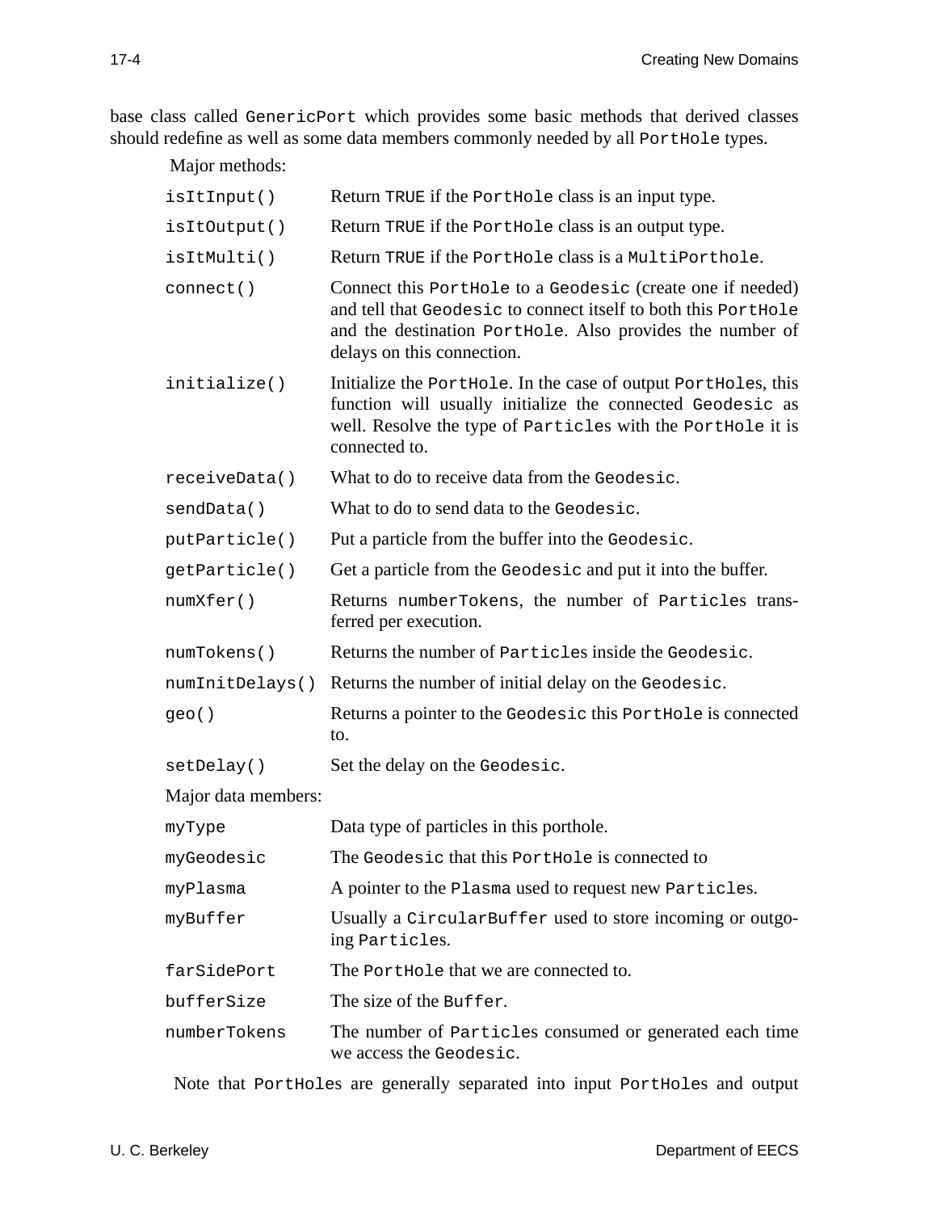base class called `GenericPort` which provides some basic methods that derived classes should redefine as well as some data members commonly needed by all `PortHole` types.

Major methods:

| | |
|---|---|
| `isItInput()` | Return `TRUE` if the `PortHole` class is an input type. |
| `isItOutput()` | Return `TRUE` if the `PortHole` class is an output type. |
| `isItMulti()` | Return `TRUE` if the `PortHole` class is a `MultiPorthole`. |
| `connect()` | Connect this `PortHole` to a `Geodesic` (create one if needed) and tell that `Geodesic` to connect itself to both this `PortHole` and the destination `PortHole`. Also provides the number of delays on this connection. |
| `initialize()` | Initialize the `PortHole`. In the case of output `PortHole`s, this function will usually initialize the connected `Geodesic` as well. Resolve the type of `Particle`s with the `PortHole` it is connected to. |
| `receiveData()` | What to do to receive data from the `Geodesic`. |
| `sendData()` | What to do to send data to the `Geodesic`. |
| `putParticle()` | Put a particle from the buffer into the `Geodesic`. |
| `getParticle()` | Get a particle from the `Geodesic` and put it into the buffer. |
| `numXfer()` | Returns `numberTokens`, the number of `Particle`s transferred per execution. |
| `numTokens()` | Returns the number of `Particle`s inside the `Geodesic`. |
| `numInitDelays()` | Returns the number of initial delay on the `Geodesic`. |
| `geo()` | Returns a pointer to the `Geodesic` this `PortHole` is connected to. |
| `setDelay()` | Set the delay on the `Geodesic`. |

Major data members:

| | |
|---|---|
| `myType` | Data type of particles in this porthole. |
| `myGeodesic` | The `Geodesic` that this `PortHole` is connected to |
| `myPlasma` | A pointer to the `Plasma` used to request new `Particle`s. |
| `myBuffer` | Usually a `CircularBuffer` used to store incoming or outgoing `Particle`s. |
| `farSidePort` | The `PortHole` that we are connected to. |
| `bufferSize` | The size of the `Buffer`. |
| `numberTokens` | The number of `Particle`s consumed or generated each time we access the `Geodesic`. |

Note that `PortHole`s are generally separated into input `PortHole`s and output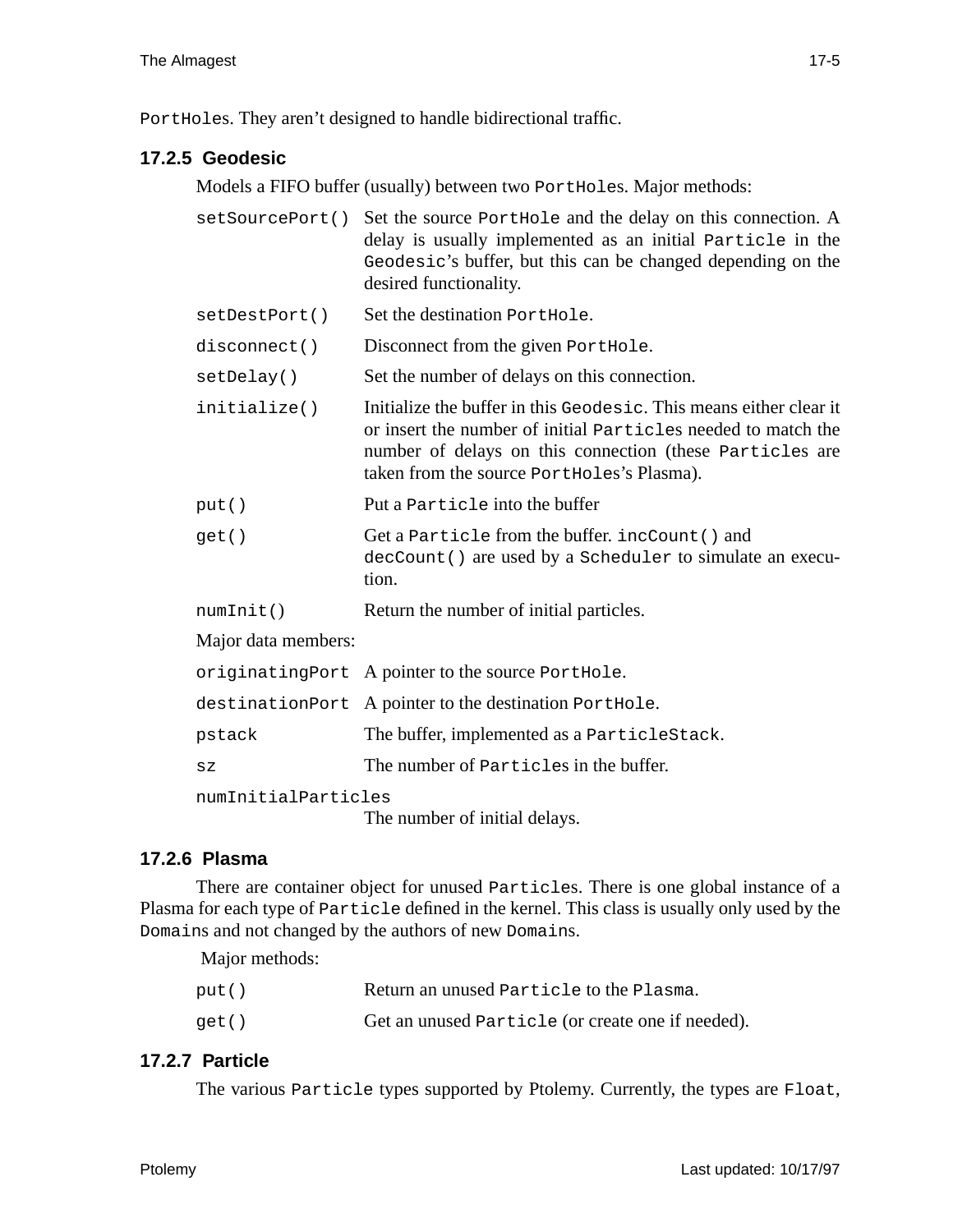`PortHole`s. They aren't designed to handle bidirectional traffic.

### 17.2.5 Geodesic

Models a FIFO buffer (usually) between two `PortHole`s. Major methods:

| | |
|---|---|
| `setSourcePort()` | Set the source `PortHole` and the delay on this connection. A delay is usually implemented as an initial `Particle` in the `Geodesic`'s buffer, but this can be changed depending on the desired functionality. |
| `setDestPort()` | Set the destination `PortHole`. |
| `disconnect()` | Disconnect from the given `PortHole`. |
| `setDelay()` | Set the number of delays on this connection. |
| `initialize()` | Initialize the buffer in this `Geodesic`. This means either clear it or insert the number of initial `Particle`s needed to match the number of delays on this connection (these `Particle`s are taken from the source `PortHole`s's Plasma). |
| `put()` | Put a `Particle` into the buffer |
| `get()` | Get a `Particle` from the buffer. `incCount()` and `decCount()` are used by a `Scheduler` to simulate an execution. |
| `numInit()` | Return the number of initial particles. |

Major data members:

| | |
|---|---|
| `originatingPort` | A pointer to the source `PortHole`. |
| `destinationPort` | A pointer to the destination `PortHole`. |
| `pstack` | The buffer, implemented as a `ParticleStack`. |
| `sz` | The number of `Particle`s in the buffer. |
| `numInitialParticles` | The number of initial delays. |

### 17.2.6 Plasma

There are container object for unused `Particle`s. There is one global instance of a Plasma for each type of `Particle` defined in the kernel. This class is usually only used by the `Domain`s and not changed by the authors of new `Domain`s.

Major methods:

| | |
|---|---|
| `put()` | Return an unused `Particle` to the `Plasma`. |
| `get()` | Get an unused `Particle` (or create one if needed). |

### 17.2.7 Particle

The various `Particle` types supported by Ptolemy. Currently, the types are `Float`,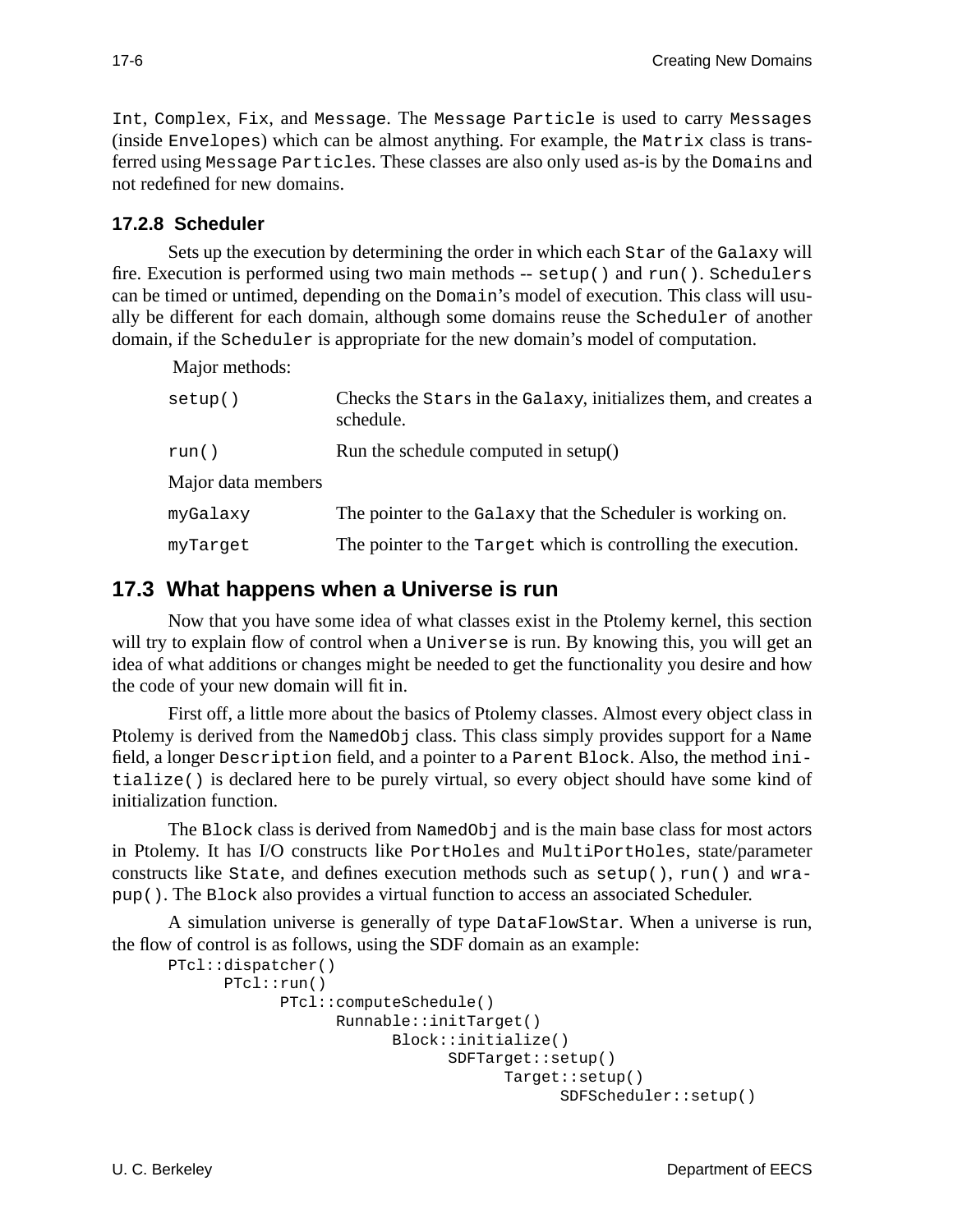Int, Complex, Fix, and Message. The Message Particle is used to carry Messages (inside Envelopes) which can be almost anything. For example, the Matrix class is transferred using Message Particles. These classes are also only used as-is by the Domains and not redefined for new domains.

### 17.2.8 Scheduler

Sets up the execution by determining the order in which each Star of the Galaxy will fire. Execution is performed using two main methods -- setup() and run(). Schedulers can be timed or untimed, depending on the Domain's model of execution. This class will usually be different for each domain, although some domains reuse the Scheduler of another domain, if the Scheduler is appropriate for the new domain's model of computation.

Major methods:

| | |
|---|---|
| setup() | Checks the Stars in the Galaxy, initializes them, and creates a schedule. |
| run() | Run the schedule computed in setup() |

Major data members

| | |
|---|---|
| myGalaxy | The pointer to the Galaxy that the Scheduler is working on. |
| myTarget | The pointer to the Target which is controlling the execution. |

## 17.3 What happens when a Universe is run

Now that you have some idea of what classes exist in the Ptolemy kernel, this section will try to explain flow of control when a Universe is run. By knowing this, you will get an idea of what additions or changes might be needed to get the functionality you desire and how the code of your new domain will fit in.

First off, a little more about the basics of Ptolemy classes. Almost every object class in Ptolemy is derived from the NamedObj class. This class simply provides support for a Name field, a longer Description field, and a pointer to a Parent Block. Also, the method initialize() is declared here to be purely virtual, so every object should have some kind of initialization function.

The Block class is derived from NamedObj and is the main base class for most actors in Ptolemy. It has I/O constructs like PortHoles and MultiPortHoles, state/parameter constructs like State, and defines execution methods such as setup(), run() and wrapup(). The Block also provides a virtual function to access an associated Scheduler.

A simulation universe is generally of type DataFlowStar. When a universe is run, the flow of control is as follows, using the SDF domain as an example:

```
PTcl::dispatcher()
      PTcl::run()
            PTcl::computeSchedule()
                  Runnable::initTarget()
                        Block::initialize()
                              SDFTarget::setup()
                                    Target::setup()
                                          SDFScheduler::setup()
```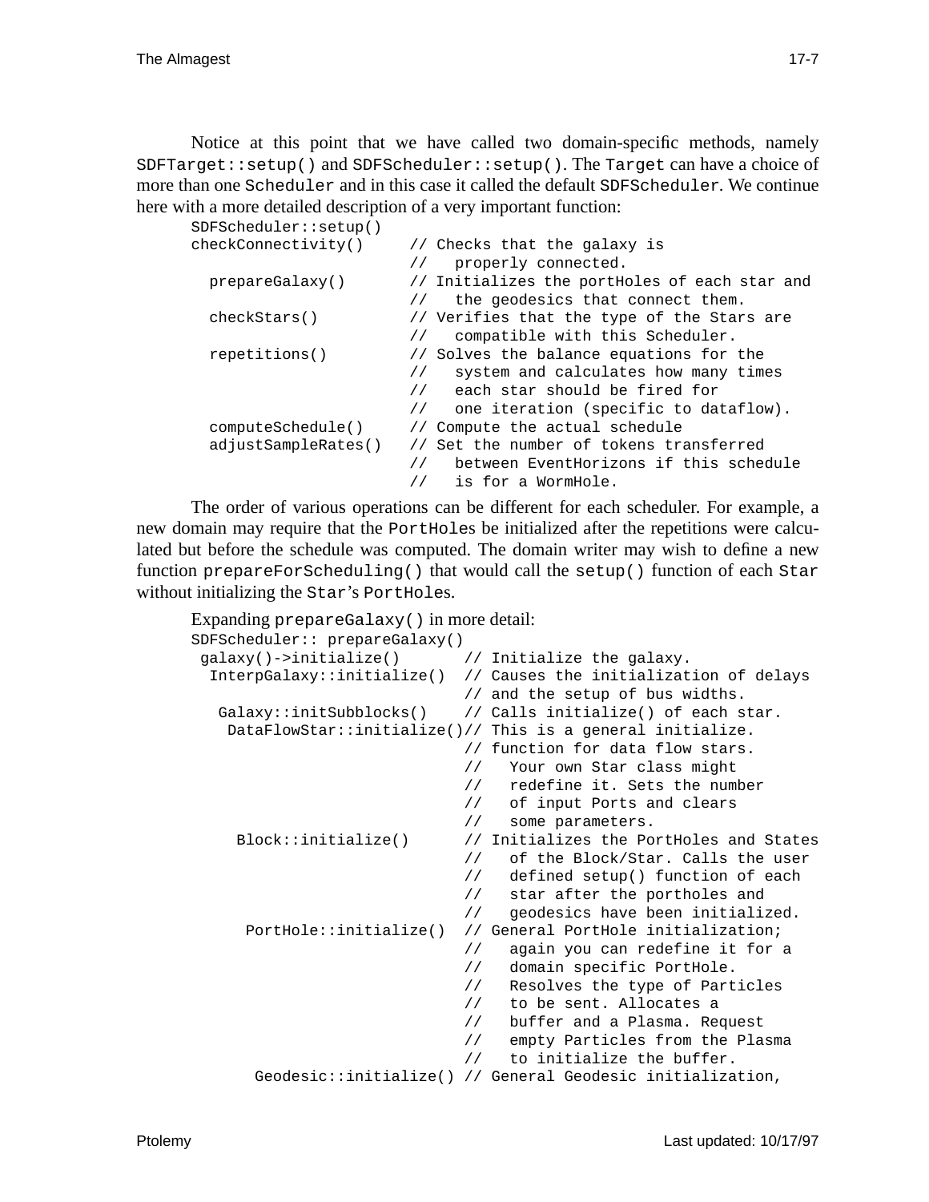Notice at this point that we have called two domain-specific methods, namely `SDFTarget::setup()` and `SDFScheduler::setup()`. The `Target` can have a choice of more than one `Scheduler` and in this case it called the default `SDFScheduler`. We continue here with a more detailed description of a very important function:

```
SDFScheduler::setup()
checkConnectivity()     // Checks that the galaxy is
                        //   properly connected.
  prepareGalaxy()       // Initializes the portHoles of each star and
                        //   the geodesics that connect them.
  checkStars()          // Verifies that the type of the Stars are
                        //   compatible with this Scheduler.
  repetitions()         // Solves the balance equations for the
                        //   system and calculates how many times
                        //   each star should be fired for
                        //   one iteration (specific to dataflow).
  computeSchedule()     // Compute the actual schedule
  adjustSampleRates()   // Set the number of tokens transferred
                        //   between EventHorizons if this schedule
                        //   is for a WormHole.
```

The order of various operations can be different for each scheduler. For example, a new domain may require that the `PortHole`s be initialized after the repetitions were calculated but before the schedule was computed. The domain writer may wish to define a new function `prepareForScheduling()` that would call the `setup()` function of each `Star` without initializing the `Star`'s `PortHole`s.

Expanding `prepareGalaxy()` in more detail:

```
SDFScheduler:: prepareGalaxy()
 galaxy()->initialize()       // Initialize the galaxy.
  InterpGalaxy::initialize()  // Causes the initialization of delays
                              // and the setup of bus widths.
   Galaxy::initSubblocks()    // Calls initialize() of each star.
    DataFlowStar::initialize()// This is a general initialize.
                              // function for data flow stars.
                              //   Your own Star class might
                              //   redefine it. Sets the number
                              //   of input Ports and clears
                              //   some parameters.
     Block::initialize()      // Initializes the PortHoles and States
                              //   of the Block/Star. Calls the user
                              //   defined setup() function of each
                              //   star after the portholes and
                              //   geodesics have been initialized.
      PortHole::initialize()  // General PortHole initialization;
                              //   again you can redefine it for a
                              //   domain specific PortHole.
                              //   Resolves the type of Particles
                              //   to be sent. Allocates a
                              //   buffer and a Plasma. Request
                              //   empty Particles from the Plasma
                              //   to initialize the buffer.
       Geodesic::initialize() // General Geodesic initialization,
```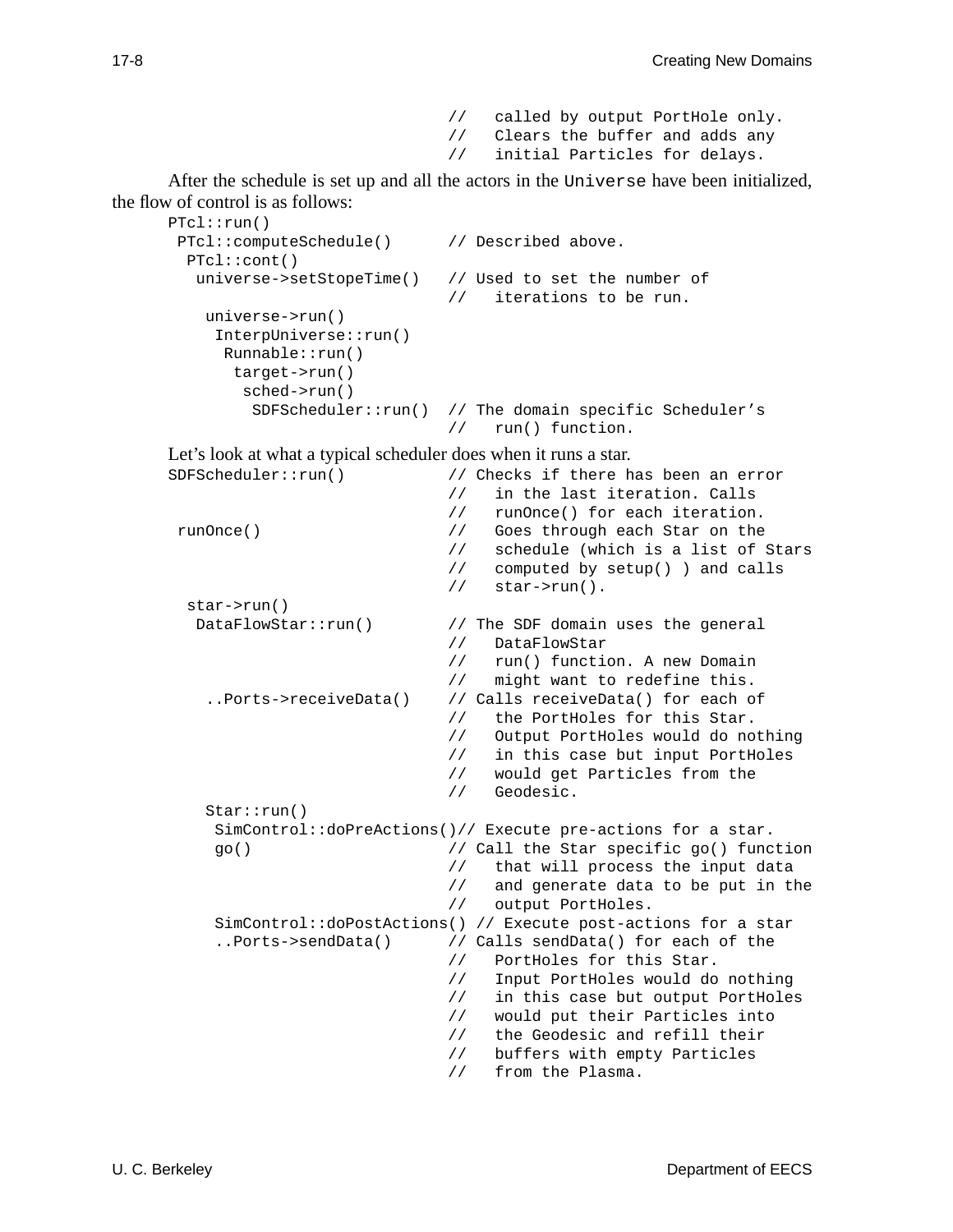```
                                //   called by output PortHole only.
                                //   Clears the buffer and adds any
                                //   initial Particles for delays.
```

After the schedule is set up and all the actors in the `Universe` have been initialized, the flow of control is as follows:

```
PTcl::run()
 PTcl::computeSchedule()      // Described above.
  PTcl::cont()
   universe->setStopeTime()   // Used to set the number of
                              //   iterations to be run.
    universe->run()
     InterpUniverse::run()
      Runnable::run()
       target->run()
        sched->run()
         SDFScheduler::run()  // The domain specific Scheduler's
                              //   run() function.
```

Let's look at what a typical scheduler does when it runs a star.

```
SDFScheduler::run()           // Checks if there has been an error
                              //   in the last iteration. Calls
                              //   runOnce() for each iteration.
 runOnce()                    //   Goes through each Star on the
                              //   schedule (which is a list of Stars
                              //   computed by setup() ) and calls
                              //   star->run().
  star->run()
   DataFlowStar::run()        // The SDF domain uses the general
                              //   DataFlowStar
                              //   run() function. A new Domain
                              //   might want to redefine this.
    ..Ports->receiveData()    // Calls receiveData() for each of
                              //   the PortHoles for this Star.
                              //   Output PortHoles would do nothing
                              //   in this case but input PortHoles
                              //   would get Particles from the
                              //   Geodesic.
    Star::run()
     SimControl::doPreActions()// Execute pre-actions for a star.
     go()                     // Call the Star specific go() function
                              //   that will process the input data
                              //   and generate data to be put in the
                              //   output PortHoles.
     SimControl::doPostActions() // Execute post-actions for a star
     ..Ports->sendData()      // Calls sendData() for each of the
                              //   PortHoles for this Star.
                              //   Input PortHoles would do nothing
                              //   in this case but output PortHoles
                              //   would put their Particles into
                              //   the Geodesic and refill their
                              //   buffers with empty Particles
                              //   from the Plasma.
```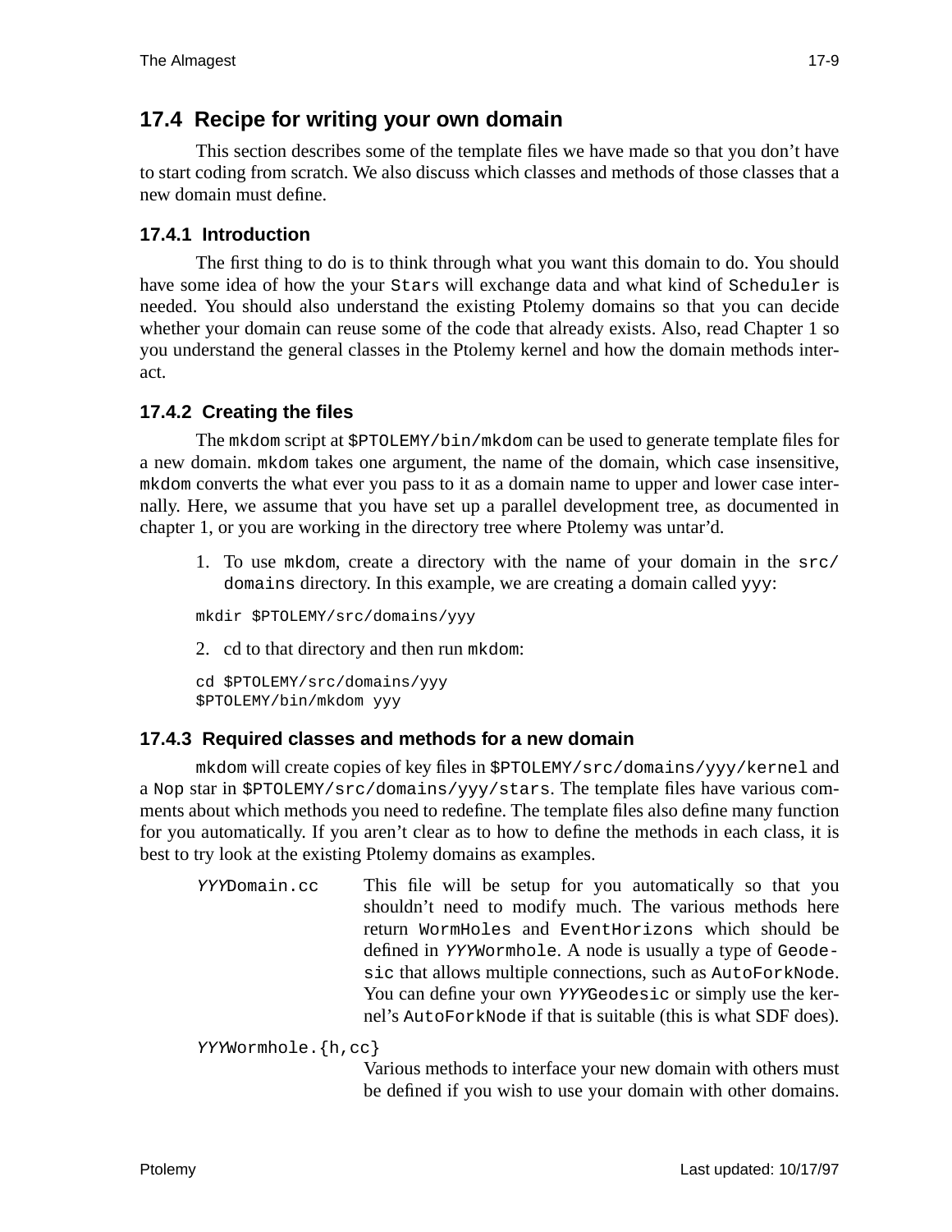## 17.4 Recipe for writing your own domain

This section describes some of the template files we have made so that you don't have to start coding from scratch. We also discuss which classes and methods of those classes that a new domain must define.

### 17.4.1 Introduction

The first thing to do is to think through what you want this domain to do. You should have some idea of how the your `Stars` will exchange data and what kind of `Scheduler` is needed. You should also understand the existing Ptolemy domains so that you can decide whether your domain can reuse some of the code that already exists. Also, read Chapter 1 so you understand the general classes in the Ptolemy kernel and how the domain methods interact.

### 17.4.2 Creating the files

The `mkdom` script at `$PTOLEMY/bin/mkdom` can be used to generate template files for a new domain. `mkdom` takes one argument, the name of the domain, which case insensitive, `mkdom` converts the what ever you pass to it as a domain name to upper and lower case internally. Here, we assume that you have set up a parallel development tree, as documented in chapter 1, or you are working in the directory tree where Ptolemy was untar'd.

1. To use `mkdom`, create a directory with the name of your domain in the `src/domains` directory. In this example, we are creating a domain called `yyy`:

```
mkdir $PTOLEMY/src/domains/yyy
```

2. cd to that directory and then run `mkdom`:

```
cd $PTOLEMY/src/domains/yyy
$PTOLEMY/bin/mkdom yyy
```

### 17.4.3 Required classes and methods for a new domain

`mkdom` will create copies of key files in `$PTOLEMY/src/domains/yyy/kernel` and a `Nop` star in `$PTOLEMY/src/domains/yyy/stars`. The template files have various comments about which methods you need to redefine. The template files also define many function for you automatically. If you aren't clear as to how to define the methods in each class, it is best to try look at the existing Ptolemy domains as examples.

`YYYDomain.cc`
: This file will be setup for you automatically so that you shouldn't need to modify much. The various methods here return `WormHoles` and `EventHorizons` which should be defined in `YYYWormhole`. A node is usually a type of `Geodesic` that allows multiple connections, such as `AutoForkNode`. You can define your own `YYYGeodesic` or simply use the kernel's `AutoForkNode` if that is suitable (this is what SDF does).

`YYYWormhole.{h,cc}`
: Various methods to interface your new domain with others must be defined if you wish to use your domain with other domains.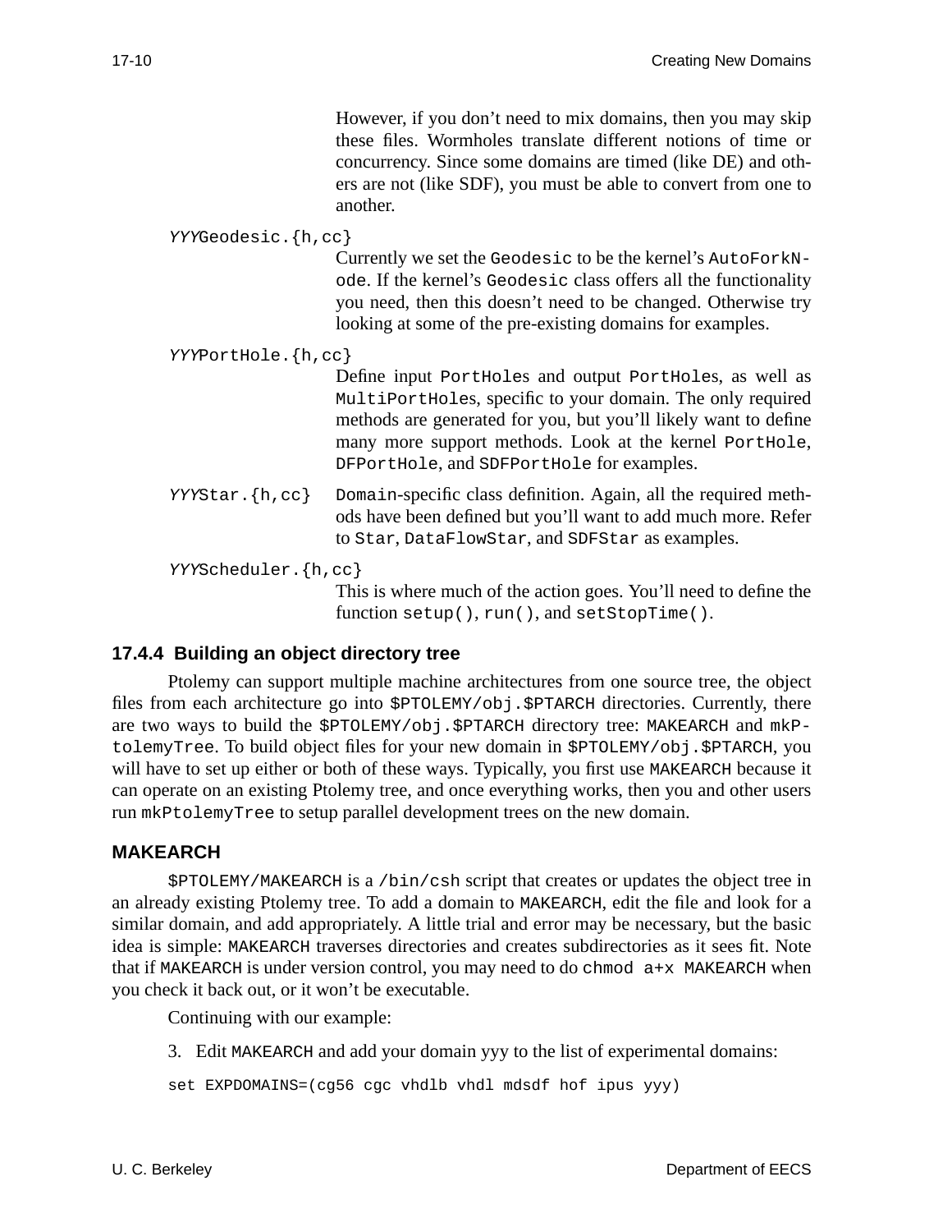However, if you don't need to mix domains, then you may skip these files. Wormholes translate different notions of time or concurrency. Since some domains are timed (like DE) and others are not (like SDF), you must be able to convert from one to another.

*YYY*`Geodesic.{h,cc}`
: Currently we set the `Geodesic` to be the kernel's `AutoForkNode`. If the kernel's `Geodesic` class offers all the functionality you need, then this doesn't need to be changed. Otherwise try looking at some of the pre-existing domains for examples.

*YYY*`PortHole.{h,cc}`
: Define input `PortHole`s and output `PortHole`s, as well as `MultiPortHole`s, specific to your domain. The only required methods are generated for you, but you'll likely want to define many more support methods. Look at the kernel `PortHole`, `DFPortHole`, and `SDFPortHole` for examples.

*YYY*`Star.{h,cc}`
: `Domain`-specific class definition. Again, all the required methods have been defined but you'll want to add much more. Refer to `Star`, `DataFlowStar`, and `SDFStar` as examples.

*YYY*`Scheduler.{h,cc}`
: This is where much of the action goes. You'll need to define the function `setup()`, `run()`, and `setStopTime()`.

### 17.4.4 Building an object directory tree

Ptolemy can support multiple machine architectures from one source tree, the object files from each architecture go into `$PTOLEMY/obj.$PTARCH` directories. Currently, there are two ways to build the `$PTOLEMY/obj.$PTARCH` directory tree: `MAKEARCH` and `mkPtolemyTree`. To build object files for your new domain in `$PTOLEMY/obj.$PTARCH`, you will have to set up either or both of these ways. Typically, you first use `MAKEARCH` because it can operate on an existing Ptolemy tree, and once everything works, then you and other users run `mkPtolemyTree` to setup parallel development trees on the new domain.

### MAKEARCH

`$PTOLEMY/MAKEARCH` is a `/bin/csh` script that creates or updates the object tree in an already existing Ptolemy tree. To add a domain to `MAKEARCH`, edit the file and look for a similar domain, and add appropriately. A little trial and error may be necessary, but the basic idea is simple: `MAKEARCH` traverses directories and creates subdirectories as it sees fit. Note that if `MAKEARCH` is under version control, you may need to do `chmod a+x MAKEARCH` when you check it back out, or it won't be executable.

Continuing with our example:

3. Edit `MAKEARCH` and add your domain yyy to the list of experimental domains:

```
set EXPDOMAINS=(cg56 cgc vhdlb vhdl mdsdf hof ipus yyy)
```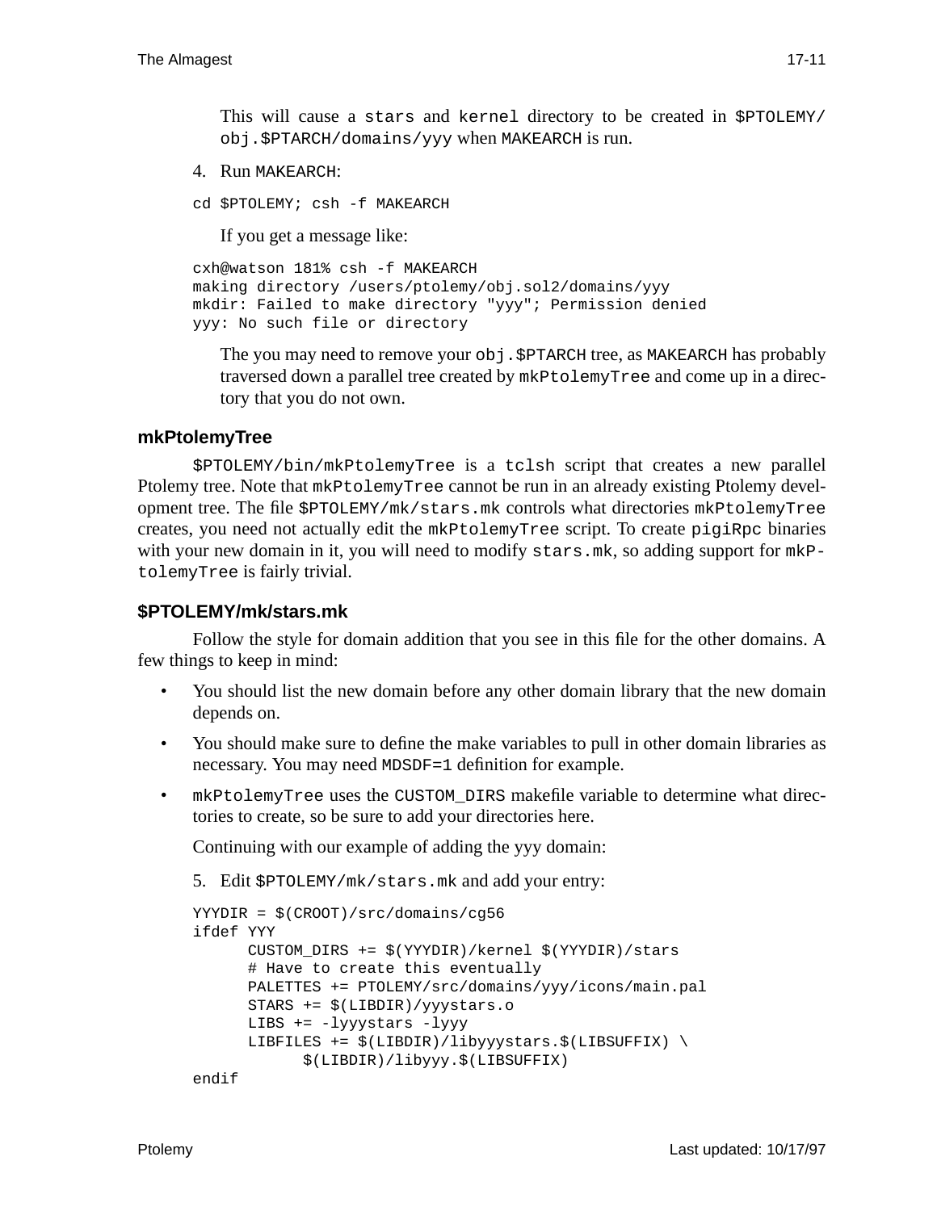This will cause a `stars` and `kernel` directory to be created in `$PTOLEMY/obj.$PTARCH/domains/yyy` when `MAKEARCH` is run.

4. Run `MAKEARCH`:

```
cd $PTOLEMY; csh -f MAKEARCH
```

If you get a message like:

```
cxh@watson 181% csh -f MAKEARCH
making directory /users/ptolemy/obj.sol2/domains/yyy
mkdir: Failed to make directory "yyy"; Permission denied
yyy: No such file or directory
```

The you may need to remove your `obj.$PTARCH` tree, as `MAKEARCH` has probably traversed down a parallel tree created by `mkPtolemyTree` and come up in a directory that you do not own.

### mkPtolemyTree

`$PTOLEMY/bin/mkPtolemyTree` is a `tclsh` script that creates a new parallel Ptolemy tree. Note that `mkPtolemyTree` cannot be run in an already existing Ptolemy development tree. The file `$PTOLEMY/mk/stars.mk` controls what directories `mkPtolemyTree` creates, you need not actually edit the `mkPtolemyTree` script. To create `pigiRpc` binaries with your new domain in it, you will need to modify `stars.mk`, so adding support for `mkPtolemyTree` is fairly trivial.

### $PTOLEMY/mk/stars.mk

Follow the style for domain addition that you see in this file for the other domains. A few things to keep in mind:

- You should list the new domain before any other domain library that the new domain depends on.
- You should make sure to define the make variables to pull in other domain libraries as necessary. You may need `MDSDF=1` definition for example.
- `mkPtolemyTree` uses the `CUSTOM_DIRS` makefile variable to determine what directories to create, so be sure to add your directories here.

Continuing with our example of adding the yyy domain:

5. Edit `$PTOLEMY/mk/stars.mk` and add your entry:

```
YYYDIR = $(CROOT)/src/domains/cg56
ifdef YYY
      CUSTOM_DIRS += $(YYYDIR)/kernel $(YYYDIR)/stars
      # Have to create this eventually
      PALETTES += PTOLEMY/src/domains/yyy/icons/main.pal
      STARS += $(LIBDIR)/yyystars.o
      LIBS += -lyyystars -lyyy
      LIBFILES += $(LIBDIR)/libyyystars.$(LIBSUFFIX) \
            $(LIBDIR)/libyyy.$(LIBSUFFIX)
endif
```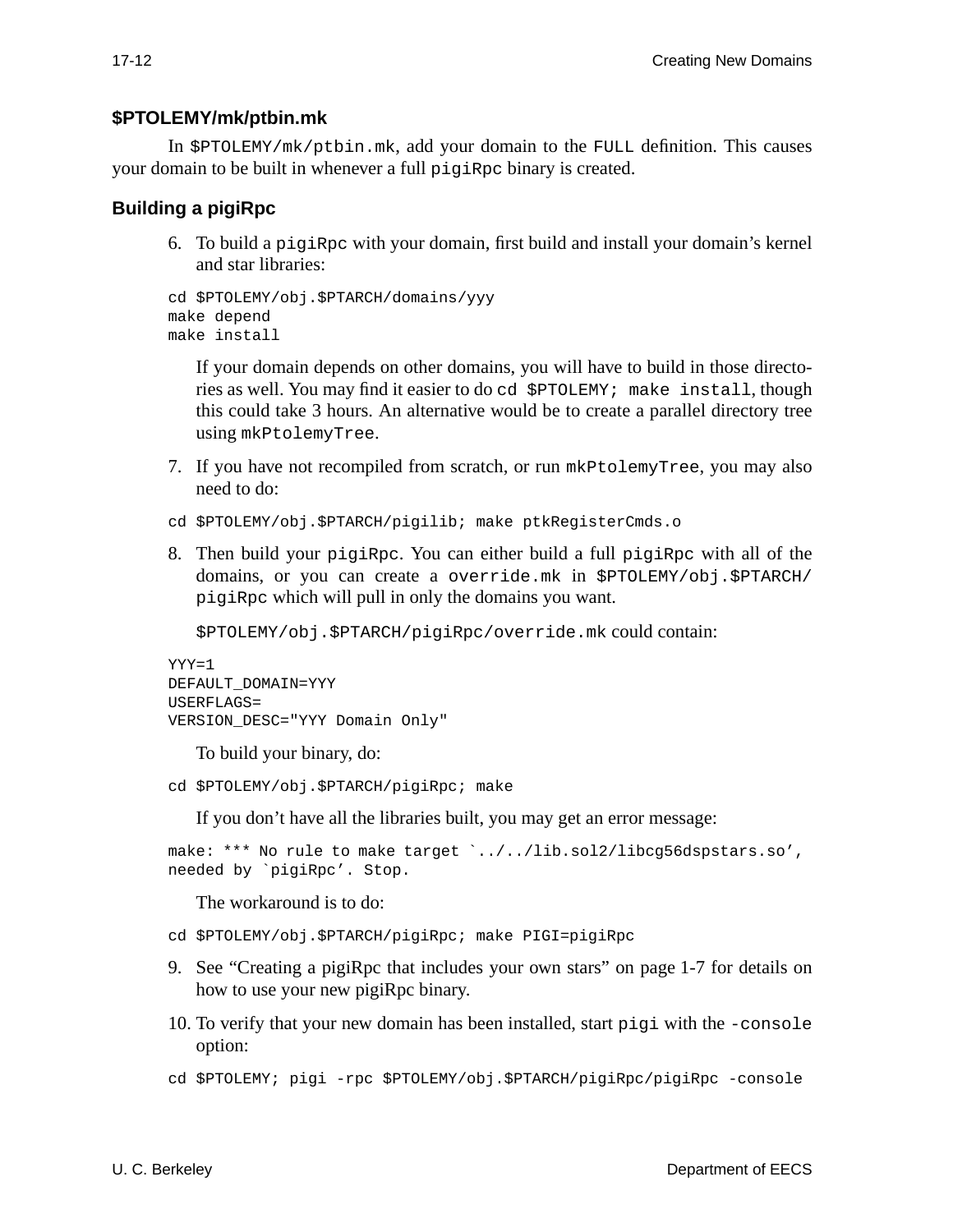### $PTOLEMY/mk/ptbin.mk

In `$PTOLEMY/mk/ptbin.mk`, add your domain to the `FULL` definition. This causes your domain to be built in whenever a full `pigiRpc` binary is created.

### Building a pigiRpc

6. To build a `pigiRpc` with your domain, first build and install your domain's kernel and star libraries:

```
cd $PTOLEMY/obj.$PTARCH/domains/yyy
make depend
make install
```

   If your domain depends on other domains, you will have to build in those directories as well. You may find it easier to do `cd $PTOLEMY; make install`, though this could take 3 hours. An alternative would be to create a parallel directory tree using `mkPtolemyTree`.

7. If you have not recompiled from scratch, or run `mkPtolemyTree`, you may also need to do:

```
cd $PTOLEMY/obj.$PTARCH/pigilib; make ptkRegisterCmds.o
```

8. Then build your `pigiRpc`. You can either build a full `pigiRpc` with all of the domains, or you can create a `override.mk` in `$PTOLEMY/obj.$PTARCH/pigiRpc` which will pull in only the domains you want.

   `$PTOLEMY/obj.$PTARCH/pigiRpc/override.mk` could contain:

```
YYY=1
DEFAULT_DOMAIN=YYY
USERFLAGS=
VERSION_DESC="YYY Domain Only"
```

   To build your binary, do:

```
cd $PTOLEMY/obj.$PTARCH/pigiRpc; make
```

   If you don't have all the libraries built, you may get an error message:

```
make: *** No rule to make target `../../lib.sol2/libcg56dspstars.so',
needed by `pigiRpc'. Stop.
```

   The workaround is to do:

```
cd $PTOLEMY/obj.$PTARCH/pigiRpc; make PIGI=pigiRpc
```

9. See "Creating a pigiRpc that includes your own stars" on page 1-7 for details on how to use your new pigiRpc binary.

10. To verify that your new domain has been installed, start `pigi` with the `-console` option:

```
cd $PTOLEMY; pigi -rpc $PTOLEMY/obj.$PTARCH/pigiRpc/pigiRpc -console
```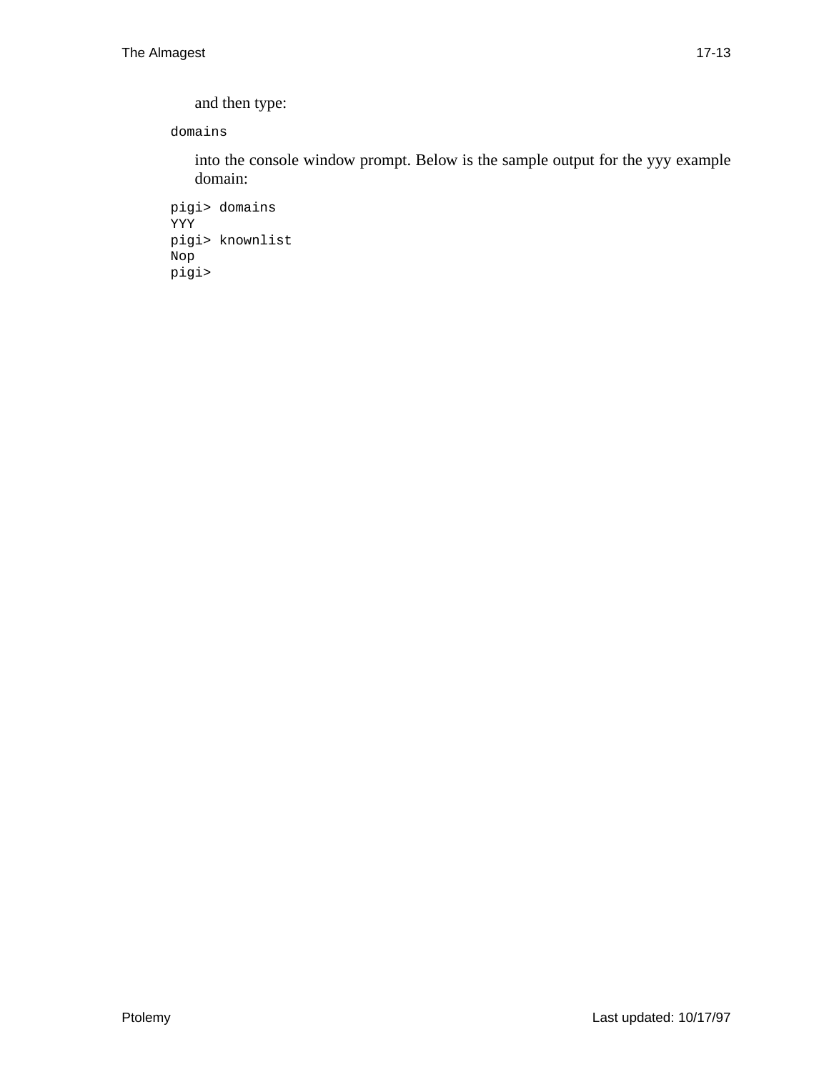and then type:

```
domains
```

into the console window prompt. Below is the sample output for the yyy example domain:

```
pigi> domains
YYY
pigi> knownlist
Nop
pigi>
```